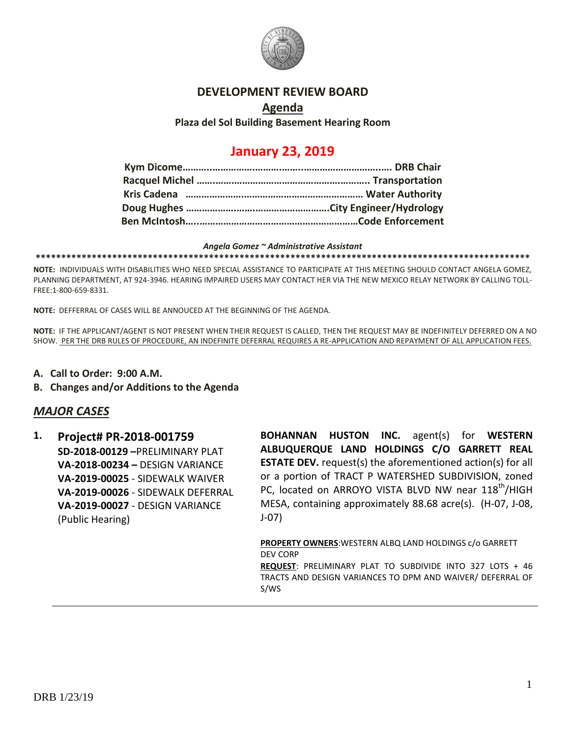# DEVELOPMENT REVIEW BOARD

## Agenda

**Plaza del Sol Building Basement Hearing Room**

## January 23, 2019

**Kym Dicome……………………………………………………………… DRB Chair**
**Racquel Michel ……………………………………………………….. Transportation**
**Kris Cadena ………………………………………………………… Water Authority**
**Doug Hughes ……………………………………………City Engineer/Hydrology**
**Ben McIntosh…………………………………………………….Code Enforcement**

***Angela Gomez ~ Administrative Assistant***

****************************************************************************************************

**NOTE:** INDIVIDUALS WITH DISABILITIES WHO NEED SPECIAL ASSISTANCE TO PARTICIPATE AT THIS MEETING SHOULD CONTACT ANGELA GOMEZ, PLANNING DEPARTMENT, AT 924-3946. HEARING IMPAIRED USERS MAY CONTACT HER VIA THE NEW MEXICO RELAY NETWORK BY CALLING TOLL-FREE:1-800-659-8331.

**NOTE:** DEFFERRAL OF CASES WILL BE ANNOUCED AT THE BEGINNING OF THE AGENDA.

**NOTE:** IF THE APPLICANT/AGENT IS NOT PRESENT WHEN THEIR REQUEST IS CALLED, THEN THE REQUEST MAY BE INDEFINITELY DEFERRED ON A NO SHOW. PER THE DRB RULES OF PROCEDURE, AN INDEFINITE DEFERRAL REQUIRES A RE-APPLICATION AND REPAYMENT OF ALL APPLICATION FEES.

**A. Call to Order: 9:00 A.M.**

**B. Changes and/or Additions to the Agenda**

## *MAJOR CASES*

**1. Project# PR-2018-001759**
**SD-2018-00129 –**PRELIMINARY PLAT
**VA-2018-00234 –** DESIGN VARIANCE
**VA-2019-00025** - SIDEWALK WAIVER
**VA-2019-00026** - SIDEWALK DEFERRAL
**VA-2019-00027** - DESIGN VARIANCE
(Public Hearing)

**BOHANNAN HUSTON INC.** agent(s) for **WESTERN ALBUQUERQUE LAND HOLDINGS C/O GARRETT REAL ESTATE DEV.** request(s) the aforementioned action(s) for all or a portion of TRACT P WATERSHED SUBDIVISION, zoned PC, located on ARROYO VISTA BLVD NW near 118th/HIGH MESA, containing approximately 88.68 acre(s). (H-07, J-08, J-07)

**PROPERTY OWNERS**:WESTERN ALBQ LAND HOLDINGS c/o GARRETT DEV CORP
**REQUEST**: PRELIMINARY PLAT TO SUBDIVIDE INTO 327 LOTS + 46 TRACTS AND DESIGN VARIANCES TO DPM AND WAIVER/ DEFERRAL OF S/WS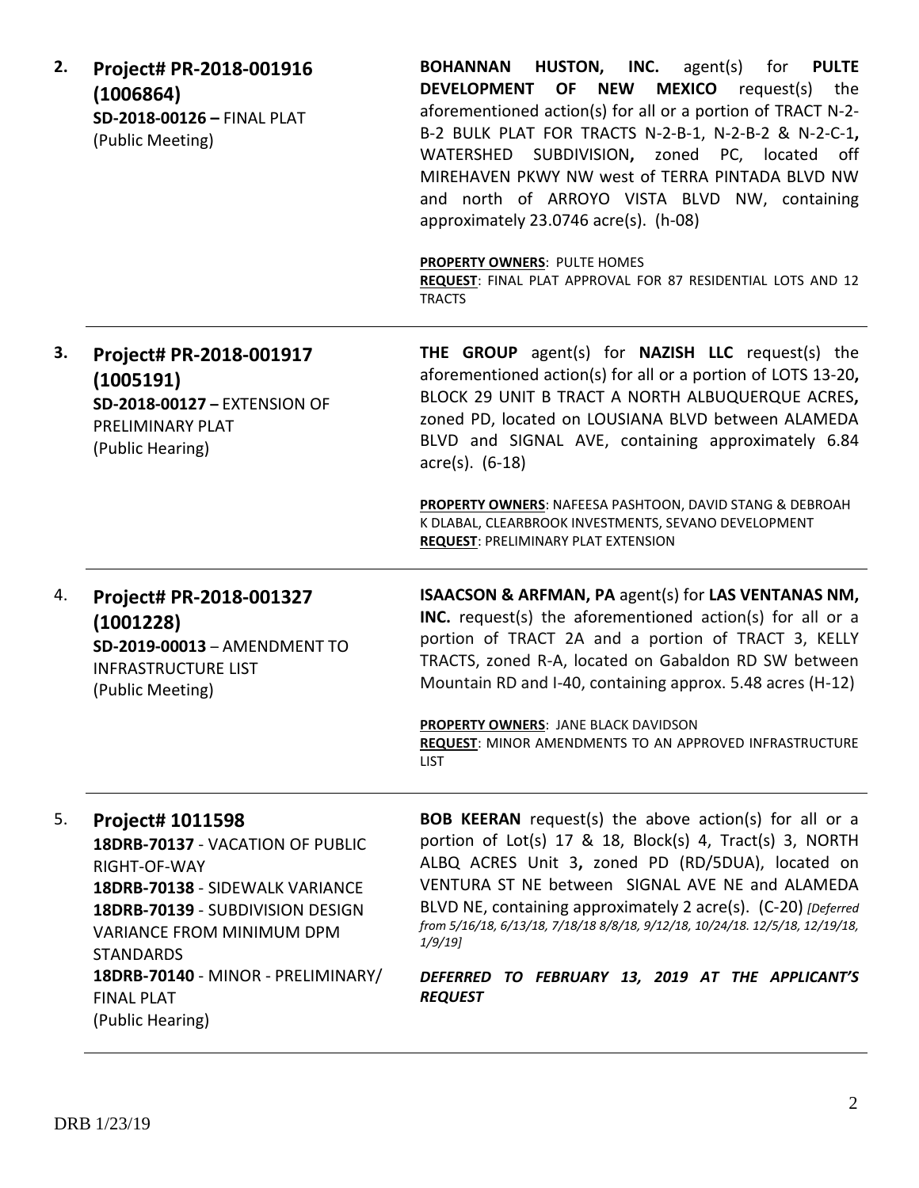| | | |
|---|---|---|
| **2.** | **Project# PR-2018-001916 (1006864)**<br>**SD-2018-00126 –** FINAL PLAT<br>(Public Meeting) | **BOHANNAN HUSTON, INC.** agent(s) for **PULTE DEVELOPMENT OF NEW MEXICO** request(s) the aforementioned action(s) for all or a portion of TRACT N-2-B-2 BULK PLAT FOR TRACTS N-2-B-1, N-2-B-2 & N-2-C-1**,** WATERSHED SUBDIVISION**,** zoned PC, located off MIREHAVEN PKWY NW west of TERRA PINTADA BLVD NW and north of ARROYO VISTA BLVD NW, containing approximately 23.0746 acre(s). (h-08)<br><br>**PROPERTY OWNERS**: PULTE HOMES<br>**REQUEST**: FINAL PLAT APPROVAL FOR 87 RESIDENTIAL LOTS AND 12 TRACTS |
| **3.** | **Project# PR-2018-001917 (1005191)**<br>**SD-2018-00127 –** EXTENSION OF PRELIMINARY PLAT<br>(Public Hearing) | **THE GROUP** agent(s) for **NAZISH LLC** request(s) the aforementioned action(s) for all or a portion of LOTS 13-20**,** BLOCK 29 UNIT B TRACT A NORTH ALBUQUERQUE ACRES**,** zoned PD, located on LOUSIANA BLVD between ALAMEDA BLVD and SIGNAL AVE, containing approximately 6.84 acre(s). (6-18)<br><br>**PROPERTY OWNERS**: NAFEESA PASHTOON, DAVID STANG & DEBROAH K DLABAL, CLEARBROOK INVESTMENTS, SEVANO DEVELOPMENT<br>**REQUEST**: PRELIMINARY PLAT EXTENSION |
| 4. | **Project# PR-2018-001327 (1001228)**<br>**SD-2019-00013** – AMENDMENT TO INFRASTRUCTURE LIST<br>(Public Meeting) | **ISAACSON & ARFMAN, PA** agent(s) for **LAS VENTANAS NM, INC.** request(s) the aforementioned action(s) for all or a portion of TRACT 2A and a portion of TRACT 3, KELLY TRACTS, zoned R-A, located on Gabaldon RD SW between Mountain RD and I-40, containing approx. 5.48 acres (H-12)<br><br>**PROPERTY OWNERS**: JANE BLACK DAVIDSON<br>**REQUEST**: MINOR AMENDMENTS TO AN APPROVED INFRASTRUCTURE LIST |
| 5. | **Project# 1011598**<br>**18DRB-70137** - VACATION OF PUBLIC RIGHT-OF-WAY<br>**18DRB-70138** - SIDEWALK VARIANCE<br>**18DRB-70139** - SUBDIVISION DESIGN VARIANCE FROM MINIMUM DPM STANDARDS<br>**18DRB-70140** - MINOR - PRELIMINARY/ FINAL PLAT<br>(Public Hearing) | **BOB KEERAN** request(s) the above action(s) for all or a portion of Lot(s) 17 & 18, Block(s) 4, Tract(s) 3, NORTH ALBQ ACRES Unit 3**,** zoned PD (RD/5DUA), located on VENTURA ST NE between SIGNAL AVE NE and ALAMEDA BLVD NE, containing approximately 2 acre(s). (C-20) *[Deferred from 5/16/18, 6/13/18, 7/18/18 8/8/18, 9/12/18, 10/24/18. 12/5/18, 12/19/18, 1/9/19]*<br><br>***DEFERRED TO FEBRUARY 13, 2019 AT THE APPLICANT'S REQUEST*** |

DRB 1/23/19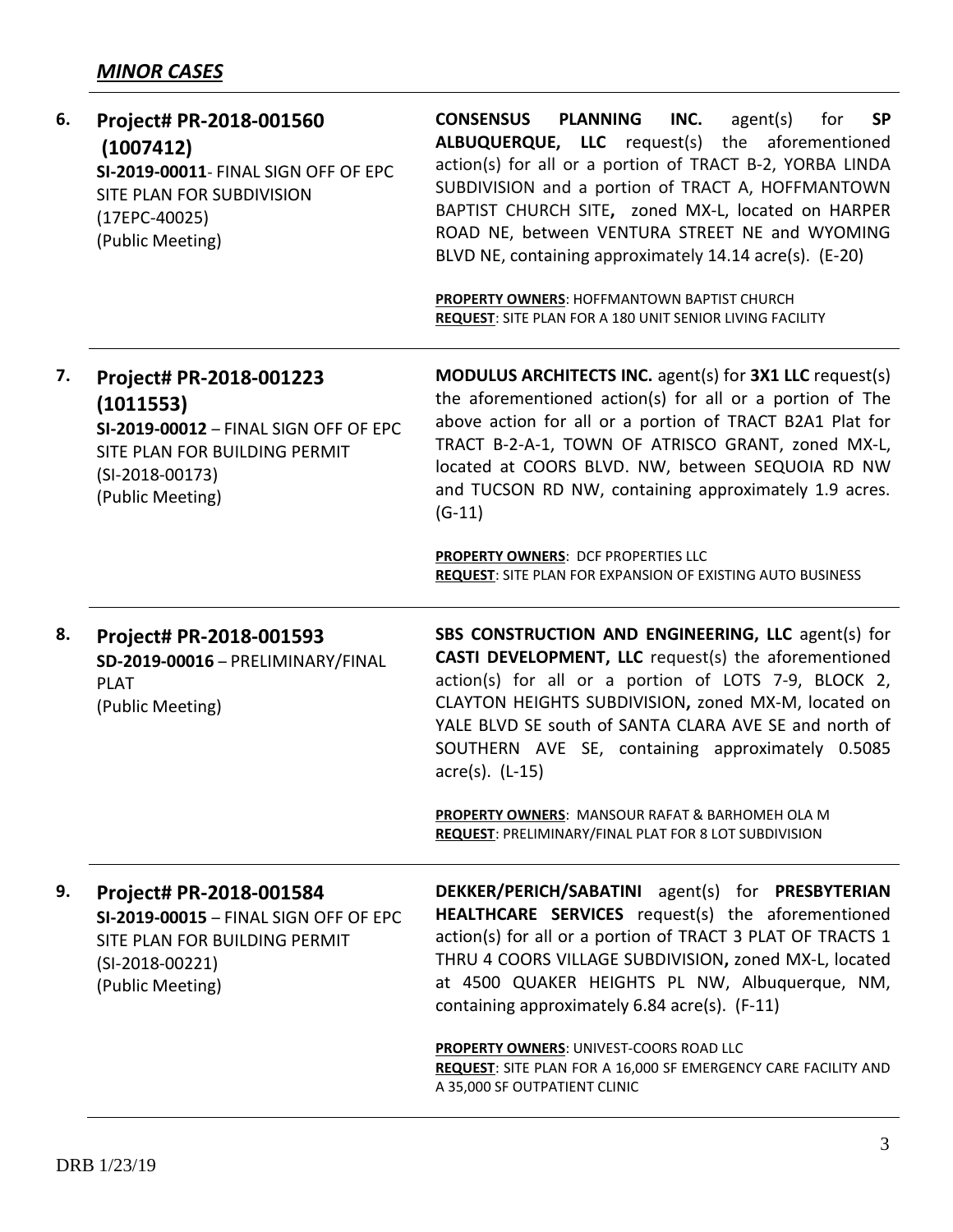## *MINOR CASES*

**6. Project# PR-2018-001560 (1007412)**
**SI-2019-00011**- FINAL SIGN OFF OF EPC SITE PLAN FOR SUBDIVISION (17EPC-40025)
(Public Meeting)

**CONSENSUS PLANNING INC.** agent(s) for **SP ALBUQUERQUE, LLC** request(s) the aforementioned action(s) for all or a portion of TRACT B-2, YORBA LINDA SUBDIVISION and a portion of TRACT A, HOFFMANTOWN BAPTIST CHURCH SITE**,** zoned MX-L, located on HARPER ROAD NE, between VENTURA STREET NE and WYOMING BLVD NE, containing approximately 14.14 acre(s). (E-20)

**PROPERTY OWNERS**: HOFFMANTOWN BAPTIST CHURCH
**REQUEST**: SITE PLAN FOR A 180 UNIT SENIOR LIVING FACILITY

---

**7. Project# PR-2018-001223 (1011553)**
**SI-2019-00012** – FINAL SIGN OFF OF EPC SITE PLAN FOR BUILDING PERMIT (SI-2018-00173)
(Public Meeting)

**MODULUS ARCHITECTS INC.** agent(s) for **3X1 LLC** request(s) the aforementioned action(s) for all or a portion of The above action for all or a portion of TRACT B2A1 Plat for TRACT B-2-A-1, TOWN OF ATRISCO GRANT, zoned MX-L, located at COORS BLVD. NW, between SEQUOIA RD NW and TUCSON RD NW, containing approximately 1.9 acres. (G-11)

**PROPERTY OWNERS**: DCF PROPERTIES LLC
**REQUEST**: SITE PLAN FOR EXPANSION OF EXISTING AUTO BUSINESS

---

**8. Project# PR-2018-001593**
**SD-2019-00016** – PRELIMINARY/FINAL PLAT
(Public Meeting)

**SBS CONSTRUCTION AND ENGINEERING, LLC** agent(s) for **CASTI DEVELOPMENT, LLC** request(s) the aforementioned action(s) for all or a portion of LOTS 7-9, BLOCK 2, CLAYTON HEIGHTS SUBDIVISION**,** zoned MX-M, located on YALE BLVD SE south of SANTA CLARA AVE SE and north of SOUTHERN AVE SE, containing approximately 0.5085 acre(s). (L-15)

**PROPERTY OWNERS**: MANSOUR RAFAT & BARHOMEH OLA M
**REQUEST**: PRELIMINARY/FINAL PLAT FOR 8 LOT SUBDIVISION

---

**9. Project# PR-2018-001584**
**SI-2019-00015** – FINAL SIGN OFF OF EPC SITE PLAN FOR BUILDING PERMIT (SI-2018-00221)
(Public Meeting)

**DEKKER/PERICH/SABATINI** agent(s) for **PRESBYTERIAN HEALTHCARE SERVICES** request(s) the aforementioned action(s) for all or a portion of TRACT 3 PLAT OF TRACTS 1 THRU 4 COORS VILLAGE SUBDIVISION**,** zoned MX-L, located at 4500 QUAKER HEIGHTS PL NW, Albuquerque, NM, containing approximately 6.84 acre(s). (F-11)

**PROPERTY OWNERS**: UNIVEST-COORS ROAD LLC
**REQUEST**: SITE PLAN FOR A 16,000 SF EMERGENCY CARE FACILITY AND A 35,000 SF OUTPATIENT CLINIC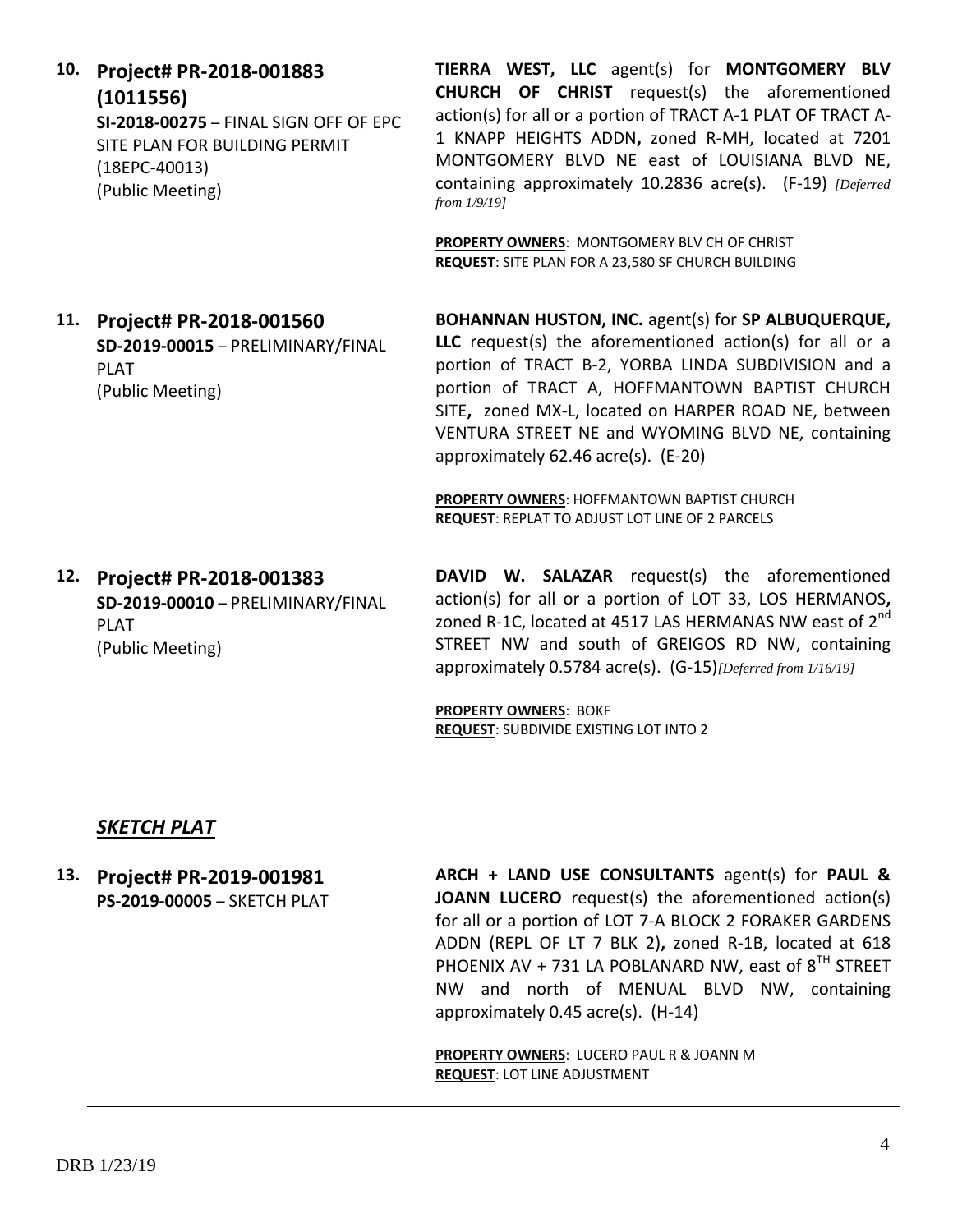**10. Project# PR-2018-001883 (1011556)**
**SI-2018-00275** – FINAL SIGN OFF OF EPC SITE PLAN FOR BUILDING PERMIT (18EPC-40013)
(Public Meeting)

**TIERRA WEST, LLC** agent(s) for **MONTGOMERY BLV CHURCH OF CHRIST** request(s) the aforementioned action(s) for all or a portion of TRACT A-1 PLAT OF TRACT A-1 KNAPP HEIGHTS ADDN**,** zoned R-MH, located at 7201 MONTGOMERY BLVD NE east of LOUISIANA BLVD NE, containing approximately 10.2836 acre(s). (F-19) *[Deferred from 1/9/19]*

**PROPERTY OWNERS**: MONTGOMERY BLV CH OF CHRIST
**REQUEST**: SITE PLAN FOR A 23,580 SF CHURCH BUILDING

---

**11. Project# PR-2018-001560**
**SD-2019-00015** – PRELIMINARY/FINAL PLAT
(Public Meeting)

**BOHANNAN HUSTON, INC.** agent(s) for **SP ALBUQUERQUE, LLC** request(s) the aforementioned action(s) for all or a portion of TRACT B-2, YORBA LINDA SUBDIVISION and a portion of TRACT A, HOFFMANTOWN BAPTIST CHURCH SITE**,** zoned MX-L, located on HARPER ROAD NE, between VENTURA STREET NE and WYOMING BLVD NE, containing approximately 62.46 acre(s). (E-20)

**PROPERTY OWNERS**: HOFFMANTOWN BAPTIST CHURCH
**REQUEST**: REPLAT TO ADJUST LOT LINE OF 2 PARCELS

---

**12. Project# PR-2018-001383**
**SD-2019-00010** – PRELIMINARY/FINAL PLAT
(Public Meeting)

**DAVID W. SALAZAR** request(s) the aforementioned action(s) for all or a portion of LOT 33, LOS HERMANOS**,** zoned R-1C, located at 4517 LAS HERMANAS NW east of 2nd STREET NW and south of GREIGOS RD NW, containing approximately 0.5784 acre(s). (G-15)*[Deferred from 1/16/19]*

**PROPERTY OWNERS**: BOKF
**REQUEST**: SUBDIVIDE EXISTING LOT INTO 2

---

## ***SKETCH PLAT***

**13. Project# PR-2019-001981**
**PS-2019-00005** – SKETCH PLAT

**ARCH + LAND USE CONSULTANTS** agent(s) for **PAUL & JOANN LUCERO** request(s) the aforementioned action(s) for all or a portion of LOT 7-A BLOCK 2 FORAKER GARDENS ADDN (REPL OF LT 7 BLK 2)**,** zoned R-1B, located at 618 PHOENIX AV + 731 LA POBLANARD NW, east of 8TH STREET NW and north of MENUAL BLVD NW, containing approximately 0.45 acre(s). (H-14)

**PROPERTY OWNERS**: LUCERO PAUL R & JOANN M
**REQUEST**: LOT LINE ADJUSTMENT

---

DRB 1/23/19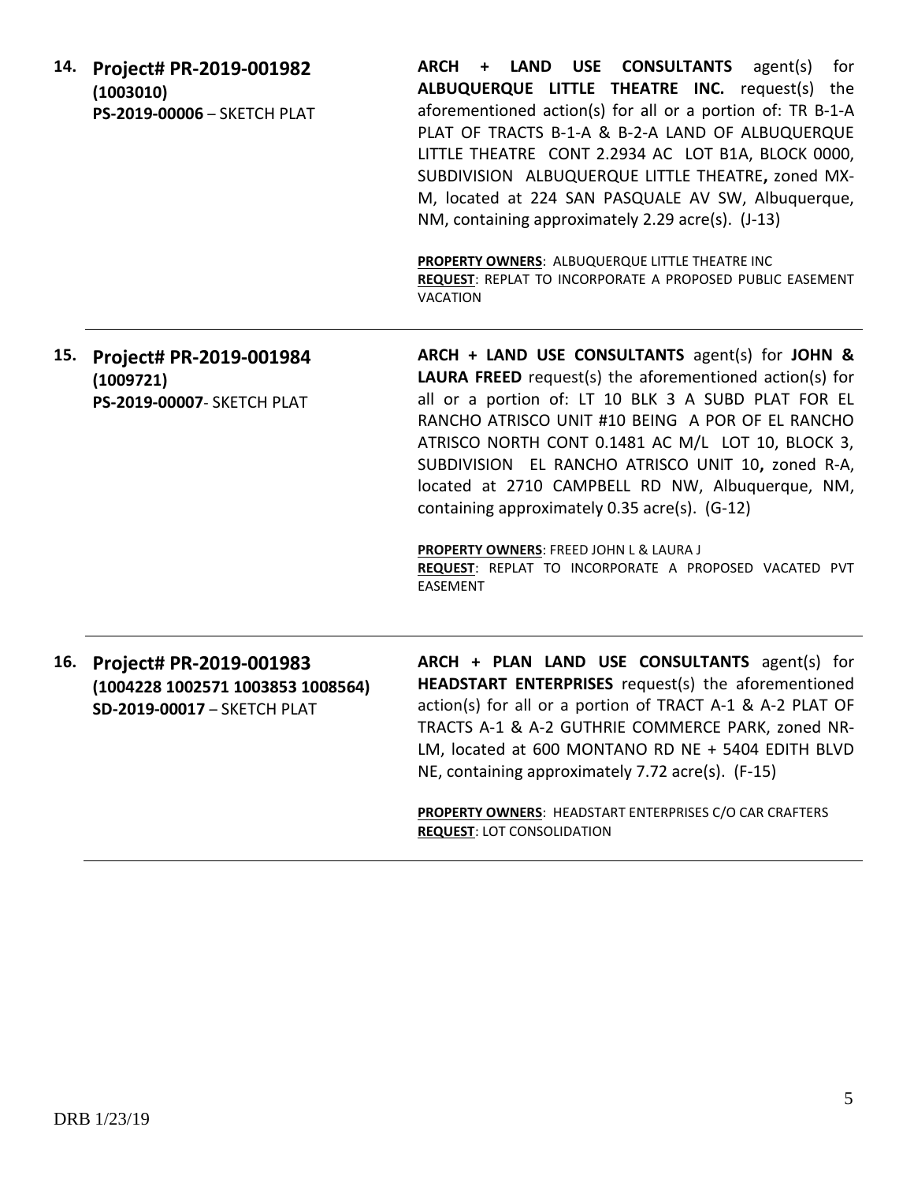14. **Project# PR-2019-001982**
**(1003010)**
**PS-2019-00006** – SKETCH PLAT

**ARCH + LAND USE CONSULTANTS** agent(s) for **ALBUQUERQUE LITTLE THEATRE INC.** request(s) the aforementioned action(s) for all or a portion of: TR B-1-A PLAT OF TRACTS B-1-A & B-2-A LAND OF ALBUQUERQUE LITTLE THEATRE CONT 2.2934 AC LOT B1A, BLOCK 0000, SUBDIVISION ALBUQUERQUE LITTLE THEATRE**,** zoned MX-M, located at 224 SAN PASQUALE AV SW, Albuquerque, NM, containing approximately 2.29 acre(s). (J-13)

**PROPERTY OWNERS**: ALBUQUERQUE LITTLE THEATRE INC
**REQUEST**: REPLAT TO INCORPORATE A PROPOSED PUBLIC EASEMENT VACATION

---

15. **Project# PR-2019-001984**
**(1009721)**
**PS-2019-00007**- SKETCH PLAT

**ARCH + LAND USE CONSULTANTS** agent(s) for **JOHN & LAURA FREED** request(s) the aforementioned action(s) for all or a portion of: LT 10 BLK 3 A SUBD PLAT FOR EL RANCHO ATRISCO UNIT #10 BEING A POR OF EL RANCHO ATRISCO NORTH CONT 0.1481 AC M/L LOT 10, BLOCK 3, SUBDIVISION EL RANCHO ATRISCO UNIT 10**,** zoned R-A, located at 2710 CAMPBELL RD NW, Albuquerque, NM, containing approximately 0.35 acre(s). (G-12)

**PROPERTY OWNERS**: FREED JOHN L & LAURA J
**REQUEST**: REPLAT TO INCORPORATE A PROPOSED VACATED PVT EASEMENT

---

16. **Project# PR-2019-001983**
**(1004228 1002571 1003853 1008564)**
**SD-2019-00017** – SKETCH PLAT

**ARCH + PLAN LAND USE CONSULTANTS** agent(s) for **HEADSTART ENTERPRISES** request(s) the aforementioned action(s) for all or a portion of TRACT A-1 & A-2 PLAT OF TRACTS A-1 & A-2 GUTHRIE COMMERCE PARK, zoned NR-LM, located at 600 MONTANO RD NE + 5404 EDITH BLVD NE, containing approximately 7.72 acre(s). (F-15)

**PROPERTY OWNERS**: HEADSTART ENTERPRISES C/O CAR CRAFTERS
**REQUEST**: LOT CONSOLIDATION

---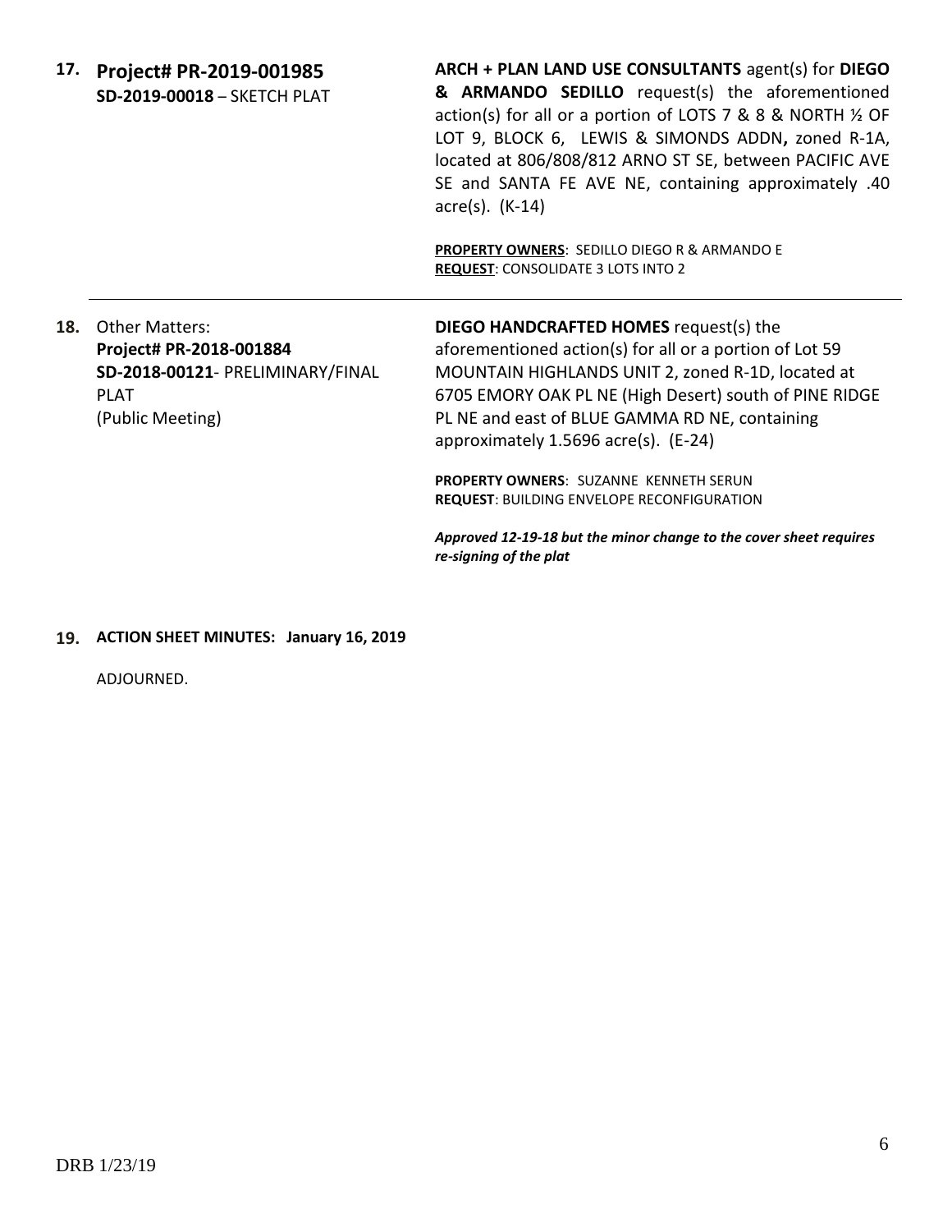**17. Project# PR-2019-001985**
**SD-2019-00018** – SKETCH PLAT

**ARCH + PLAN LAND USE CONSULTANTS** agent(s) for **DIEGO & ARMANDO SEDILLO** request(s) the aforementioned action(s) for all or a portion of LOTS 7 & 8 & NORTH ½ OF LOT 9, BLOCK 6, LEWIS & SIMONDS ADDN**,** zoned R-1A, located at 806/808/812 ARNO ST SE, between PACIFIC AVE SE and SANTA FE AVE NE, containing approximately .40 acre(s). (K-14)

**PROPERTY OWNERS**: SEDILLO DIEGO R & ARMANDO E
**REQUEST**: CONSOLIDATE 3 LOTS INTO 2

---

**18.** Other Matters:
**Project# PR-2018-001884**
**SD-2018-00121**- PRELIMINARY/FINAL PLAT
(Public Meeting)

**DIEGO HANDCRAFTED HOMES** request(s) the aforementioned action(s) for all or a portion of Lot 59 MOUNTAIN HIGHLANDS UNIT 2, zoned R-1D, located at 6705 EMORY OAK PL NE (High Desert) south of PINE RIDGE PL NE and east of BLUE GAMMA RD NE, containing approximately 1.5696 acre(s). (E-24)

**PROPERTY OWNERS**: SUZANNE KENNETH SERUN
**REQUEST**: BUILDING ENVELOPE RECONFIGURATION

***Approved 12-19-18 but the minor change to the cover sheet requires re-signing of the plat***

**19. ACTION SHEET MINUTES: January 16, 2019**

ADJOURNED.